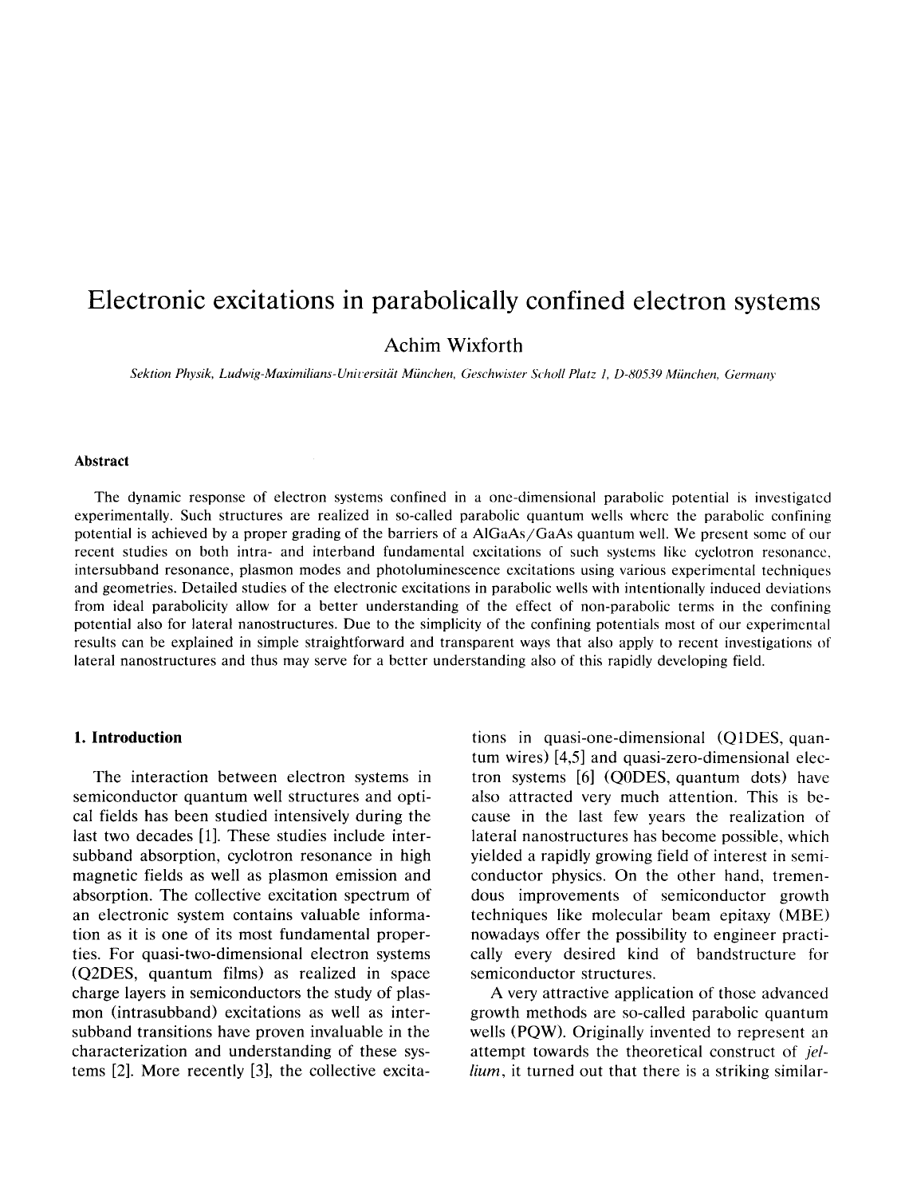# Electronic excitations in parabolically confined electron systems

Achim Wixforth

*Sektion Physik, Ludwig-Maximilians-Universität München, Geschwister Scholl Platz 1, D-80539 München, Germany*

### Abstract

The dynamic response of electron systems confined in a one-dimensional parabolic potential is investigated experimentally. Such structures are realized in so-called parabolic quantum wells where the parabolic confining potential is achieved by a proper grading of the barriers of a AlGaAs/GaAs quantum well. We present some of our recent studies on both intra- and interband fundamental excitations of such systems like cyclotron resonance, intersubband resonance, plasmon modes and photoluminescence excitations using various experimental techniques and geometries. Detailed studies of the electronic excitations in parabolic wells with intentionally induced deviations from ideal parabolicity allow for a better understanding of the effect of non-parabolic terms in the confining potential also for lateral nanostructures. Due to the simplicity of the confining potentials most of our experimental results can be explained in simple straightforward and transparent ways that also apply to recent investigations of lateral nanostructures and thus may serve for a better understanding also of this rapidly developing field.

## 1. Introduction

The interaction between electron systems in semiconductor quantum well structures and optical fields has been studied intensively during the last two decades [1]. These studies include intersubband absorption, cyclotron resonance in high magnetic fields as well as plasmon emission and absorption. The collective excitation spectrum of an electronic system contains valuable information as it is one of its most fundamental properties. For quasi-two-dimensional electron systems (Q2DES, quantum films) as realized in space charge layers in semiconductors the study of plasmon (intrasubband) excitations as well as intersubband transitions have proven invaluable in the characterization and understanding of these systems [2]. More recently [3], the collective excitations in quasi-one-dimensional (Q1DES, quantum wires) [4,5] and quasi-zero-dimensional electron systems [6] (Q0DES, quantum dots) have also attracted very much attention. This is because in the last few years the realization of lateral nanostructures has become possible, which yielded a rapidly growing field of interest in semiconductor physics. On the other hand, tremendous improvements of semiconductor growth techniques like molecular beam epitaxy (MBE) nowadays offer the possibility to engineer practically every desired kind of bandstructure for semiconductor structures.

A very attractive application of those advanced growth methods are so-called parabolic quantum wells (PQW). Originally invented to represent an attempt towards the theoretical construct of *jellium*, it turned out that there is a striking similar-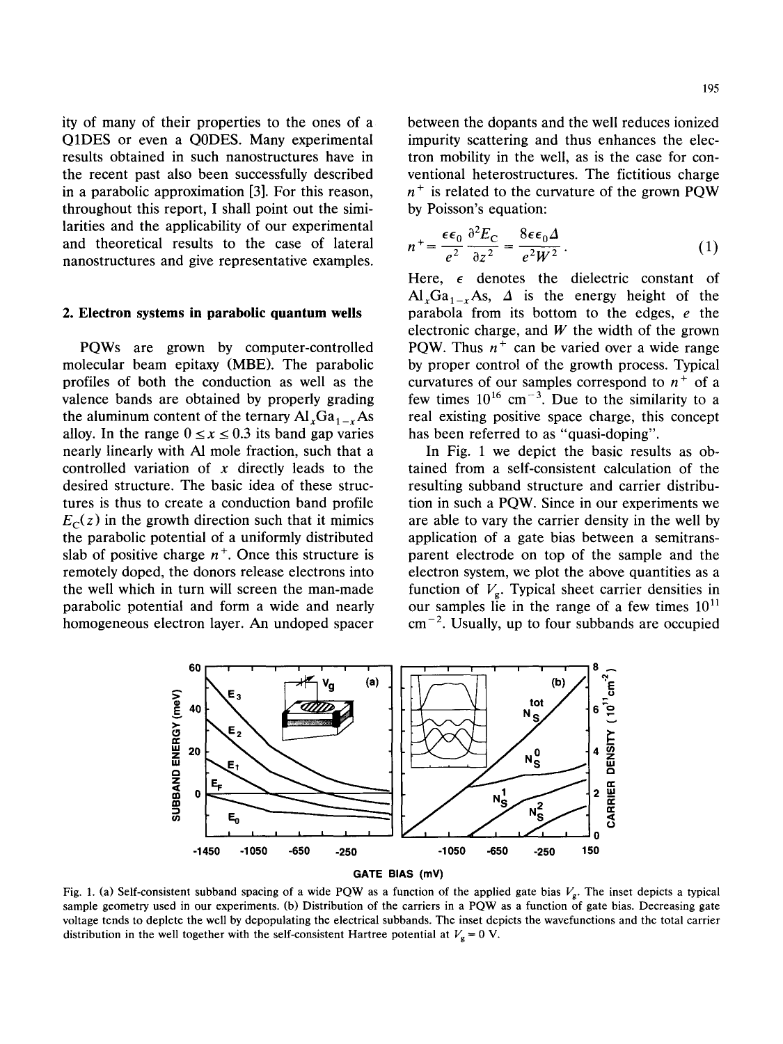ity of many of their properties to the ones of a Q1DES or even a Q0DES. Many experimental results obtained in such nanostructures have in the recent past also been successfully described in a parabolic approximation [3]. For this reason, throughout this report, I shall point out the similarities and the applicability of our experimental and theoretical results to the case of lateral nanostructures and give representative examples.

## 2. Electron systems in parabolic quantum wells

PQWs are grown by computer-controlled molecular beam epitaxy (MBE). The parabolic profiles of both the conduction as well as the valence bands are obtained by properly grading the aluminum content of the ternary $Al_xGa_{1-x}As$ alloy. In the range $0 \leq x \leq 0.3$ its band gap varies nearly linearly with Al mole fraction, such that a controlled variation of $x$ directly leads to the desired structure. The basic idea of these structures is thus to create a conduction band profile $E_C(z)$ in the growth direction such that it mimics the parabolic potential of a uniformly distributed slab of positive charge $n^+$. Once this structure is remotely doped, the donors release electrons into the well which in turn will screen the man-made parabolic potential and form a wide and nearly homogeneous electron layer. An undoped spacer between the dopants and the well reduces ionized impurity scattering and thus enhances the electron mobility in the well, as is the case for conventional heterostructures. The fictitious charge $n^+$ is related to the curvature of the grown PQW by Poisson's equation:

$$n^+ = \frac{\epsilon\epsilon_0}{e^2}\frac{\partial^2 E_C}{\partial z^2} = \frac{8\epsilon\epsilon_0 \Delta}{e^2 W^2}. \tag{1}$$

Here, $\epsilon$ denotes the dielectric constant of $Al_xGa_{1-x}As$, $\Delta$ is the energy height of the parabola from its bottom to the edges, $e$ the electronic charge, and $W$ the width of the grown PQW. Thus $n^+$ can be varied over a wide range by proper control of the growth process. Typical curvatures of our samples correspond to $n^+$ of a few times $10^{16}$ cm$^{-3}$. Due to the similarity to a real existing positive space charge, this concept has been referred to as "quasi-doping".

In Fig. 1 we depict the basic results as obtained from a self-consistent calculation of the resulting subband structure and carrier distribution in such a PQW. Since in our experiments we are able to vary the carrier density in the well by application of a gate bias between a semitransparent electrode on top of the sample and the electron system, we plot the above quantities as a function of $V_g$. Typical sheet carrier densities in our samples lie in the range of a few times $10^{11}$ cm$^{-2}$. Usually, up to four subbands are occupied

Fig. 1. (a) Self-consistent subband spacing of a wide PQW as a function of the applied gate bias $V_g$. The inset depicts a typical sample geometry used in our experiments. (b) Distribution of the carriers in a PQW as a function of gate bias. Decreasing gate voltage tends to deplete the well by depopulating the electrical subbands. The inset depicts the wavefunctions and the total carrier distribution in the well together with the self-consistent Hartree potential at $V_g = 0$ V.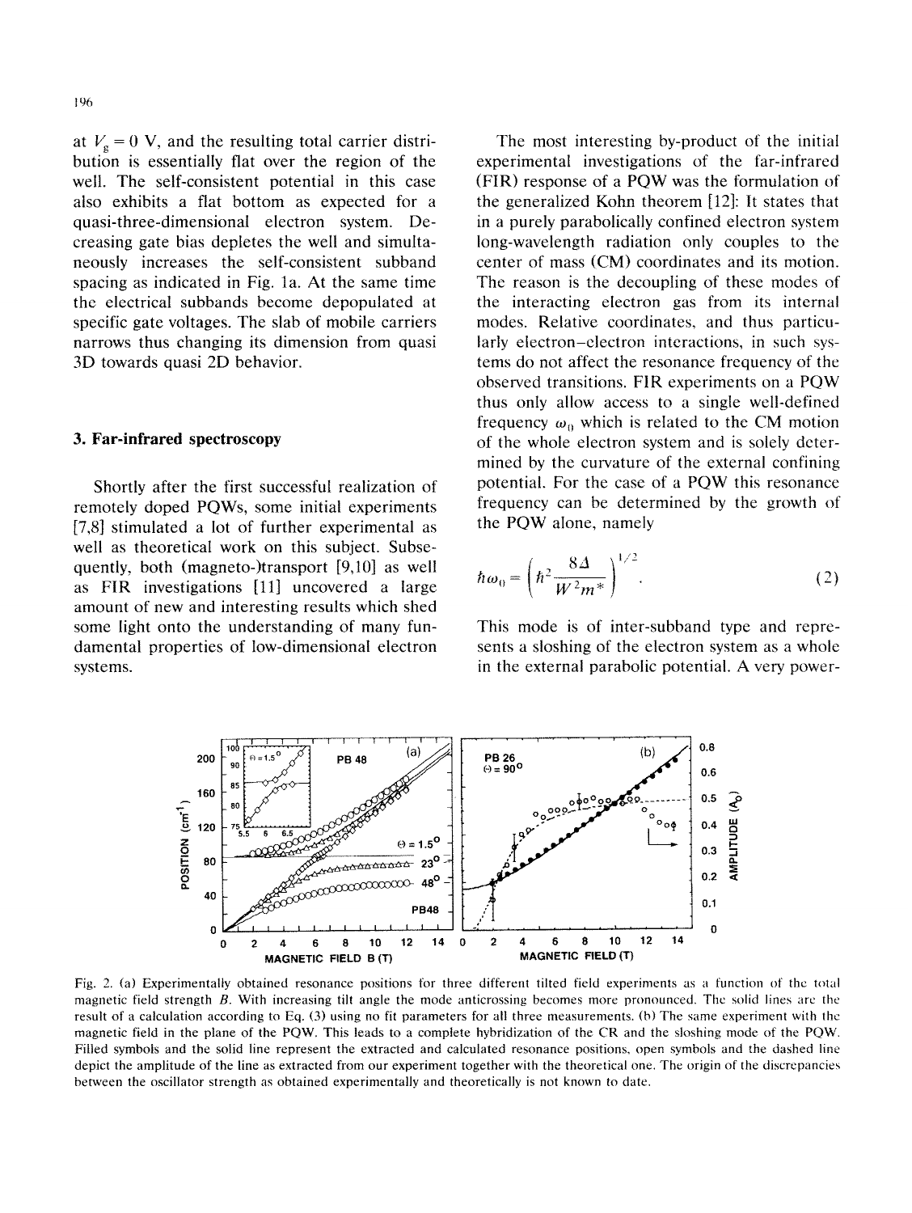at $V_g = 0$ V, and the resulting total carrier distribution is essentially flat over the region of the well. The self-consistent potential in this case also exhibits a flat bottom as expected for a quasi-three-dimensional electron system. Decreasing gate bias depletes the well and simultaneously increases the self-consistent subband spacing as indicated in Fig. 1a. At the same time the electrical subbands become depopulated at specific gate voltages. The slab of mobile carriers narrows thus changing its dimension from quasi 3D towards quasi 2D behavior.

## 3. Far-infrared spectroscopy

Shortly after the first successful realization of remotely doped PQWs, some initial experiments [7,8] stimulated a lot of further experimental as well as theoretical work on this subject. Subsequently, both (magneto-)transport [9,10] as well as FIR investigations [11] uncovered a large amount of new and interesting results which shed some light onto the understanding of many fundamental properties of low-dimensional electron systems.

The most interesting by-product of the initial experimental investigations of the far-infrared (FIR) response of a PQW was the formulation of the generalized Kohn theorem [12]: It states that in a purely parabolically confined electron system long-wavelength radiation only couples to the center of mass (CM) coordinates and its motion. The reason is the decoupling of these modes of the interacting electron gas from its internal modes. Relative coordinates, and thus particularly electron–electron interactions, in such systems do not affect the resonance frequency of the observed transitions. FIR experiments on a PQW thus only allow access to a single well-defined frequency $\omega_0$ which is related to the CM motion of the whole electron system and is solely determined by the curvature of the external confining potential. For the case of a PQW this resonance frequency can be determined by the growth of the PQW alone, namely

$$\hbar\omega_0 = \left(\hbar^2 \frac{8\Delta}{W^2 m^*}\right)^{1/2}. \tag{2}$$

This mode is of inter-subband type and represents a sloshing of the electron system as a whole in the external parabolic potential. A very power-

Fig. 2. (a) Experimentally obtained resonance positions for three different tilted field experiments as a function of the total magnetic field strength $B$. With increasing tilt angle the mode anticrossing becomes more pronounced. The solid lines are the result of a calculation according to Eq. (3) using no fit parameters for all three measurements. (b) The same experiment with the magnetic field in the plane of the PQW. This leads to a complete hybridization of the CR and the sloshing mode of the PQW. Filled symbols and the solid line represent the extracted and calculated resonance positions, open symbols and the dashed line depict the amplitude of the line as extracted from our experiment together with the theoretical one. The origin of the discrepancies between the oscillator strength as obtained experimentally and theoretically is not known to date.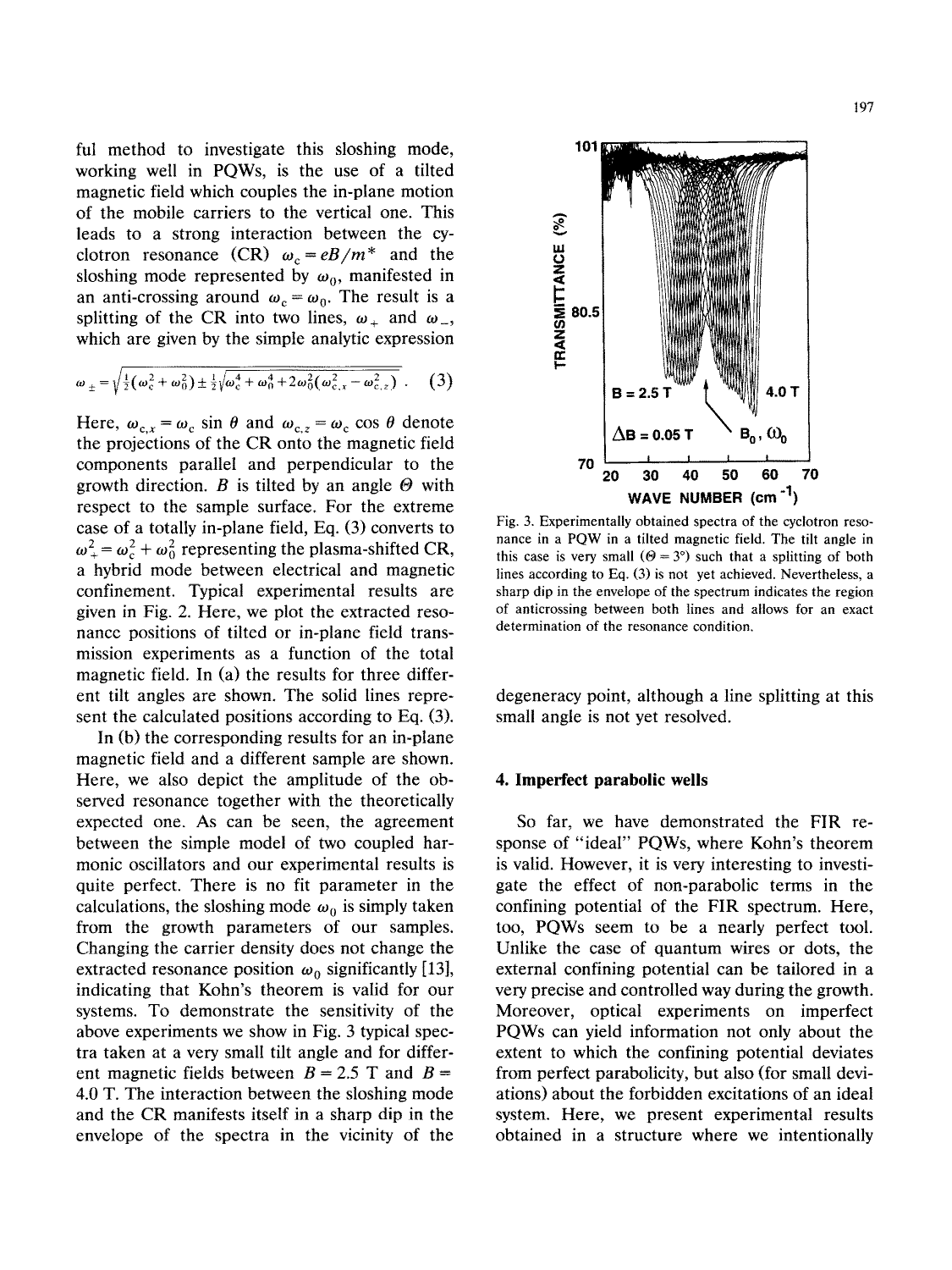ful method to investigate this sloshing mode, working well in PQWs, is the use of a tilted magnetic field which couples the in-plane motion of the mobile carriers to the vertical one. This leads to a strong interaction between the cyclotron resonance (CR) $\omega_c = eB/m^*$ and the sloshing mode represented by $\omega_0$, manifested in an anti-crossing around $\omega_c = \omega_0$. The result is a splitting of the CR into two lines, $\omega_+$ and $\omega_-$, which are given by the simple analytic expression

$$\omega_{\pm} = \sqrt{\tfrac{1}{2}(\omega_c^2 + \omega_0^2) \pm \tfrac{1}{2}\sqrt{\omega_c^4 + \omega_0^4 + 2\omega_0^2(\omega_{c,x}^2 - \omega_{c,z}^2)}} \ . \quad (3)$$

Here, $\omega_{c,x} = \omega_c \sin\theta$ and $\omega_{c,z} = \omega_c \cos\theta$ denote the projections of the CR onto the magnetic field components parallel and perpendicular to the growth direction. $B$ is tilted by an angle $\Theta$ with respect to the sample surface. For the extreme case of a totally in-plane field, Eq. (3) converts to $\omega_+^2 = \omega_c^2 + \omega_0^2$ representing the plasma-shifted CR, a hybrid mode between electrical and magnetic confinement. Typical experimental results are given in Fig. 2. Here, we plot the extracted resonance positions of tilted or in-plane field transmission experiments as a function of the total magnetic field. In (a) the results for three different tilt angles are shown. The solid lines represent the calculated positions according to Eq. (3).

In (b) the corresponding results for an in-plane magnetic field and a different sample are shown. Here, we also depict the amplitude of the observed resonance together with the theoretically expected one. As can be seen, the agreement between the simple model of two coupled harmonic oscillators and our experimental results is quite perfect. There is no fit parameter in the calculations, the sloshing mode $\omega_0$ is simply taken from the growth parameters of our samples. Changing the carrier density does not change the extracted resonance position $\omega_0$ significantly [13], indicating that Kohn's theorem is valid for our systems. To demonstrate the sensitivity of the above experiments we show in Fig. 3 typical spectra taken at a very small tilt angle and for different magnetic fields between $B = 2.5$ T and $B = 4.0$ T. The interaction between the sloshing mode and the CR manifests itself in a sharp dip in the envelope of the spectra in the vicinity of the degeneracy point, although a line splitting at this small angle is not yet resolved.

Fig. 3. Experimentally obtained spectra of the cyclotron resonance in a PQW in a tilted magnetic field. The tilt angle in this case is very small ($\Theta = 3°$) such that a splitting of both lines according to Eq. (3) is not yet achieved. Nevertheless, a sharp dip in the envelope of the spectrum indicates the region of anticrossing between both lines and allows for an exact determination of the resonance condition.

## 4. Imperfect parabolic wells

So far, we have demonstrated the FIR response of "ideal" PQWs, where Kohn's theorem is valid. However, it is very interesting to investigate the effect of non-parabolic terms in the confining potential of the FIR spectrum. Here, too, PQWs seem to be a nearly perfect tool. Unlike the case of quantum wires or dots, the external confining potential can be tailored in a very precise and controlled way during the growth. Moreover, optical experiments on imperfect PQWs can yield information not only about the extent to which the confining potential deviates from perfect parabolicity, but also (for small deviations) about the forbidden excitations of an ideal system. Here, we present experimental results obtained in a structure where we intentionally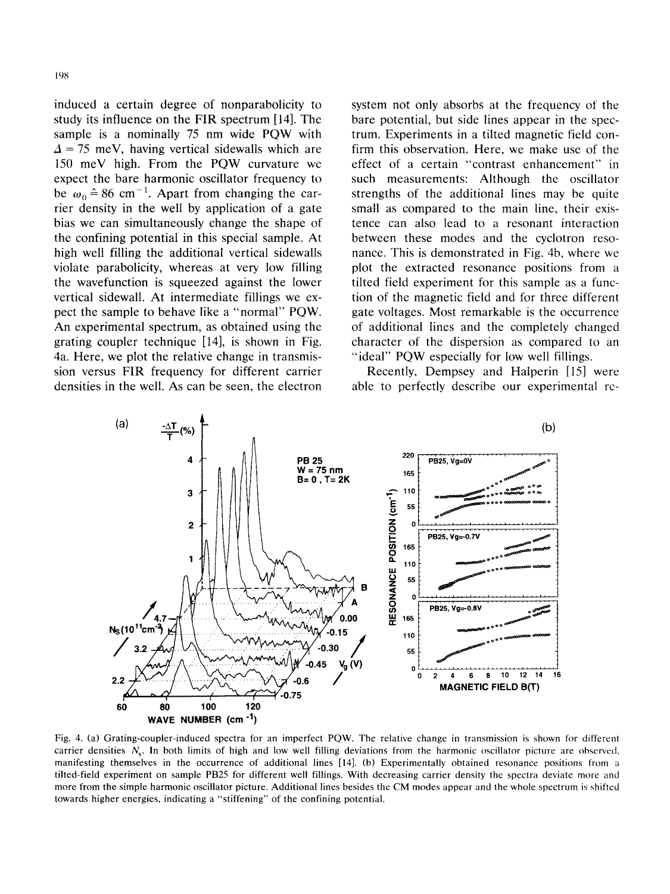induced a certain degree of nonparabolicity to study its influence on the FIR spectrum [14]. The sample is a nominally 75 nm wide PQW with $\Delta = 75$ meV, having vertical sidewalls which are 150 meV high. From the PQW curvature we expect the bare harmonic oscillator frequency to be $\omega_0 \hat{=} 86\ \text{cm}^{-1}$. Apart from changing the carrier density in the well by application of a gate bias we can simultaneously change the shape of the confining potential in this special sample. At high well filling the additional vertical sidewalls violate parabolicity, whereas at very low filling the wavefunction is squeezed against the lower vertical sidewall. At intermediate fillings we expect the sample to behave like a "normal" PQW. An experimental spectrum, as obtained using the grating coupler technique [14], is shown in Fig. 4a. Here, we plot the relative change in transmission versus FIR frequency for different carrier densities in the well. As can be seen, the electron system not only absorbs at the frequency of the bare potential, but side lines appear in the spectrum. Experiments in a tilted magnetic field confirm this observation. Here, we make use of the effect of a certain "contrast enhancement" in such measurements: Although the oscillator strengths of the additional lines may be quite small as compared to the main line, their existence can also lead to a resonant interaction between these modes and the cyclotron resonance. This is demonstrated in Fig. 4b, where we plot the extracted resonance positions from a tilted field experiment for this sample as a function of the magnetic field and for three different gate voltages. Most remarkable is the occurrence of additional lines and the completely changed character of the dispersion as compared to an "ideal" PQW especially for low well fillings.

Recently, Dempsey and Halperin [15] were able to perfectly describe our experimental re-

Fig. 4. (a) Grating-coupler-induced spectra for an imperfect PQW. The relative change in transmission is shown for different carrier densities $N_s$. In both limits of high and low well filling deviations from the harmonic oscillator picture are observed, manifesting themselves in the occurrence of additional lines [14]. (b) Experimentally obtained resonance positions from a tilted-field experiment on sample PB25 for different well fillings. With decreasing carrier density the spectra deviate more and more from the simple harmonic oscillator picture. Additional lines besides the CM modes appear and the whole spectrum is shifted towards higher energies, indicating a "stiffening" of the confining potential.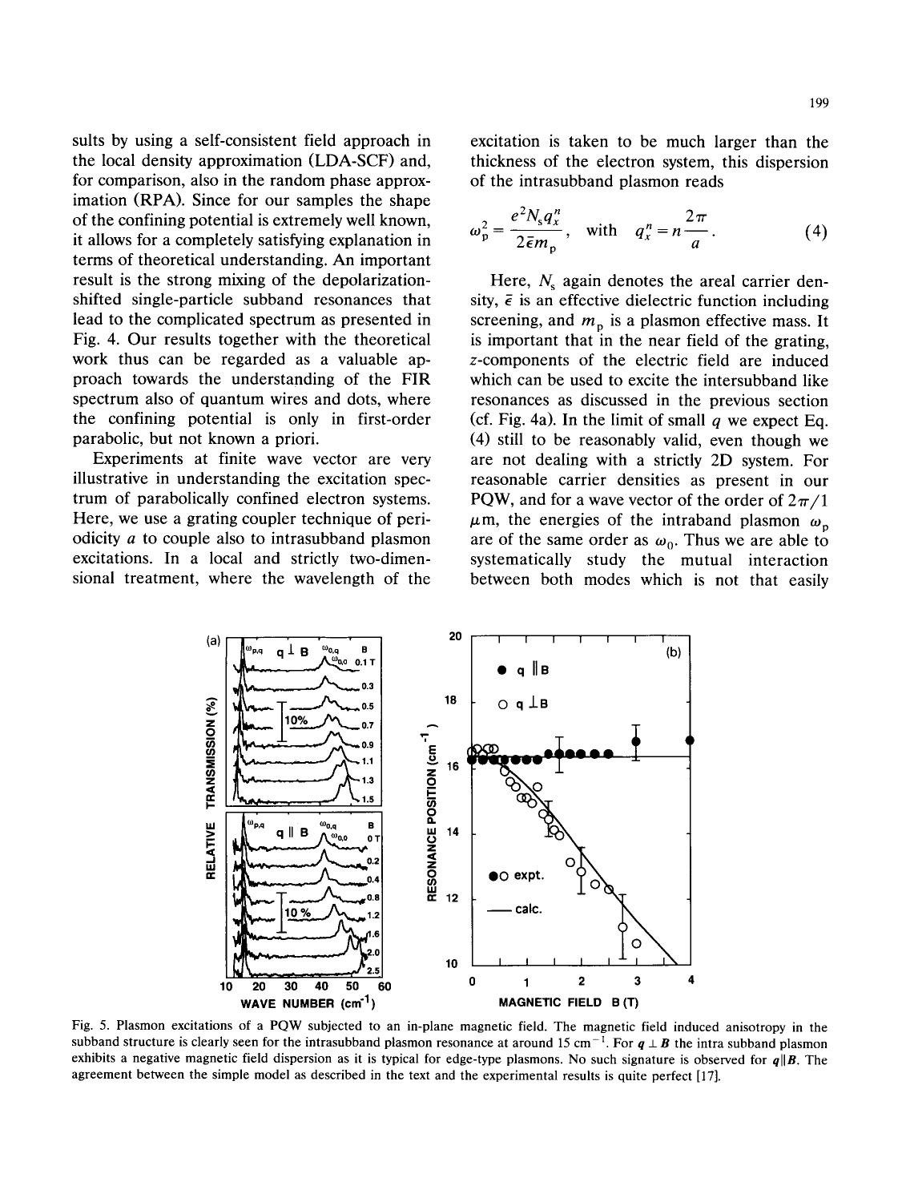sults by using a self-consistent field approach in the local density approximation (LDA-SCF) and, for comparison, also in the random phase approximation (RPA). Since for our samples the shape of the confining potential is extremely well known, it allows for a completely satisfying explanation in terms of theoretical understanding. An important result is the strong mixing of the depolarization-shifted single-particle subband resonances that lead to the complicated spectrum as presented in Fig. 4. Our results together with the theoretical work thus can be regarded as a valuable approach towards the understanding of the FIR spectrum also of quantum wires and dots, where the confining potential is only in first-order parabolic, but not known a priori.

Experiments at finite wave vector are very illustrative in understanding the excitation spectrum of parabolically confined electron systems. Here, we use a grating coupler technique of periodicity $a$ to couple also to intrasubband plasmon excitations. In a local and strictly two-dimensional treatment, where the wavelength of the excitation is taken to be much larger than the thickness of the electron system, this dispersion of the intrasubband plasmon reads

$$\omega_p^2 = \frac{e^2 N_s q_x^n}{2\bar{\epsilon} m_p}, \quad \text{with} \quad q_x^n = n\frac{2\pi}{a}. \tag{4}$$

Here, $N_s$ again denotes the areal carrier density, $\bar{\epsilon}$ is an effective dielectric function including screening, and $m_p$ is a plasmon effective mass. It is important that in the near field of the grating, $z$-components of the electric field are induced which can be used to excite the intersubband like resonances as discussed in the previous section (cf. Fig. 4a). In the limit of small $q$ we expect Eq. (4) still to be reasonably valid, even though we are not dealing with a strictly 2D system. For reasonable carrier densities as present in our PQW, and for a wave vector of the order of $2\pi/1$ μm, the energies of the intraband plasmon $\omega_p$ are of the same order as $\omega_0$. Thus we are able to systematically study the mutual interaction between both modes which is not that easily

Fig. 5. Plasmon excitations of a PQW subjected to an in-plane magnetic field. The magnetic field induced anisotropy in the subband structure is clearly seen for the intrasubband plasmon resonance at around 15 cm$^{-1}$. For $\boldsymbol{q} \perp \boldsymbol{B}$ the intra subband plasmon exhibits a negative magnetic field dispersion as it is typical for edge-type plasmons. No such signature is observed for $\boldsymbol{q} \| \boldsymbol{B}$. The agreement between the simple model as described in the text and the experimental results is quite perfect [17].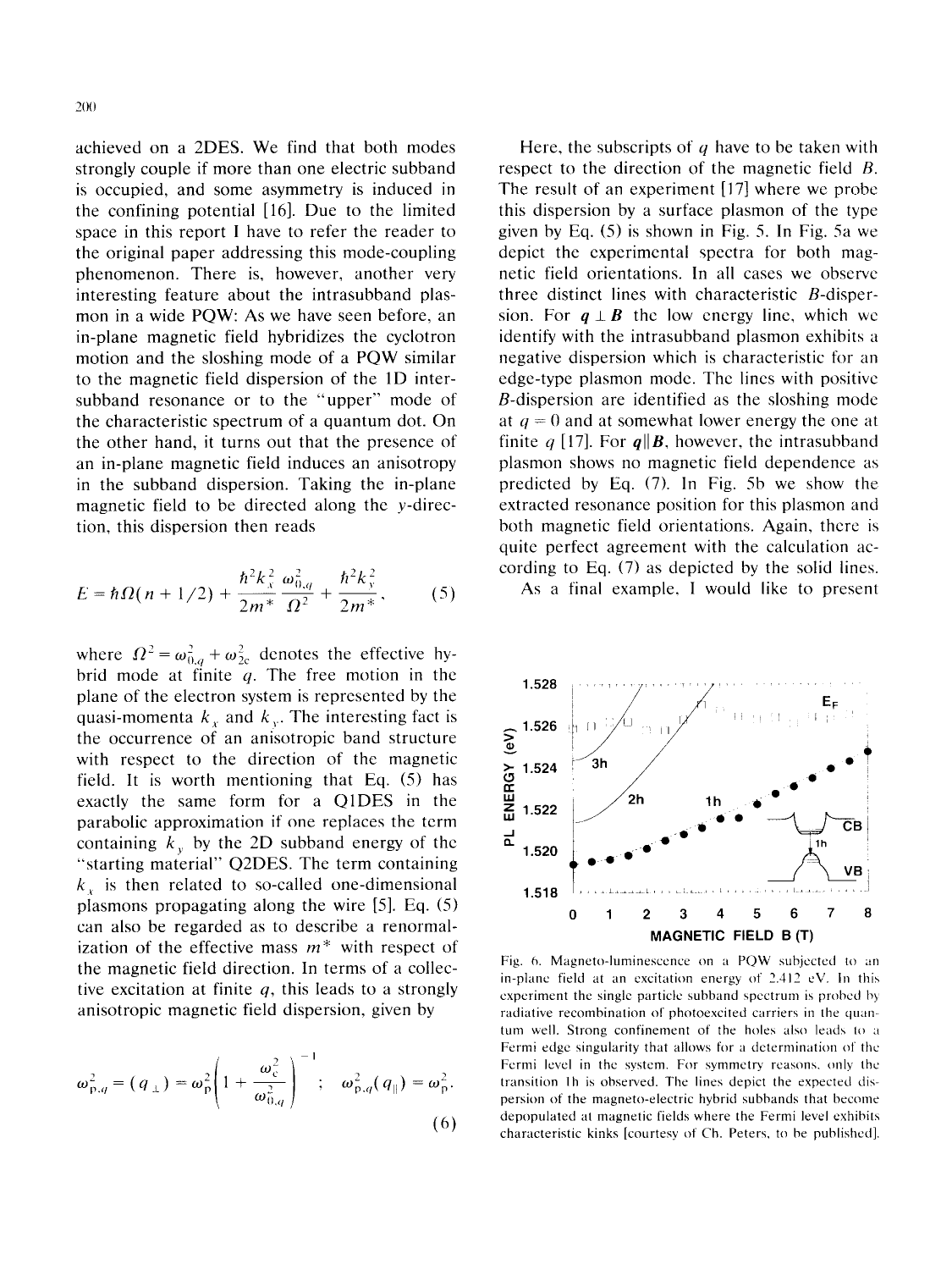achieved on a 2DES. We find that both modes strongly couple if more than one electric subband is occupied, and some asymmetry is induced in the confining potential [16]. Due to the limited space in this report I have to refer the reader to the original paper addressing this mode-coupling phenomenon. There is, however, another very interesting feature about the intrasubband plasmon in a wide PQW: As we have seen before, an in-plane magnetic field hybridizes the cyclotron motion and the sloshing mode of a PQW similar to the magnetic field dispersion of the 1D inter-subband resonance or to the "upper" mode of the characteristic spectrum of a quantum dot. On the other hand, it turns out that the presence of an in-plane magnetic field induces an anisotropy in the subband dispersion. Taking the in-plane magnetic field to be directed along the $y$-direction, this dispersion then reads

$$E = \hbar\Omega(n + 1/2) + \frac{\hbar^2 k_x^2}{2m^*}\frac{\omega_{0,q}^2}{\Omega^2} + \frac{\hbar^2 k_y^2}{2m^*}, \tag{5}$$

where $\Omega^2 = \omega_{0,q}^2 + \omega_{2c}^2$ denotes the effective hybrid mode at finite $q$. The free motion in the plane of the electron system is represented by the quasi-momenta $k_x$ and $k_y$. The interesting fact is the occurrence of an anisotropic band structure with respect to the direction of the magnetic field. It is worth mentioning that Eq. (5) has exactly the same form for a Q1DES in the parabolic approximation if one replaces the term containing $k_y$ by the 2D subband energy of the "starting material" Q2DES. The term containing $k_x$ is then related to so-called one-dimensional plasmons propagating along the wire [5]. Eq. (5) can also be regarded as to describe a renormalization of the effective mass $m^*$ with respect of the magnetic field direction. In terms of a collective excitation at finite $q$, this leads to a strongly anisotropic magnetic field dispersion, given by

$$\omega_{p,q}^2 = (q_\perp) = \omega_p^2\left(1 + \frac{\omega_c^2}{\omega_{0,q}^2}\right)^{-1}; \quad \omega_{p,q}^2(q_\parallel) = \omega_p^2. \tag{6}$$

Here, the subscripts of $q$ have to be taken with respect to the direction of the magnetic field $B$. The result of an experiment [17] where we probe this dispersion by a surface plasmon of the type given by Eq. (5) is shown in Fig. 5. In Fig. 5a we depict the experimental spectra for both magnetic field orientations. In all cases we observe three distinct lines with characteristic $B$-dispersion. For $\boldsymbol{q} \perp \boldsymbol{B}$ the low energy line, which we identify with the intrasubband plasmon exhibits a negative dispersion which is characteristic for an edge-type plasmon mode. The lines with positive $B$-dispersion are identified as the sloshing mode at $q = 0$ and at somewhat lower energy the one at finite $q$ [17]. For $\boldsymbol{q} \| \boldsymbol{B}$, however, the intrasubband plasmon shows no magnetic field dependence as predicted by Eq. (7). In Fig. 5b we show the extracted resonance position for this plasmon and both magnetic field orientations. Again, there is quite perfect agreement with the calculation according to Eq. (7) as depicted by the solid lines.

As a final example, I would like to present

Fig. 6. Magneto-luminescence on a PQW subjected to an in-plane field at an excitation energy of 2.412 eV. In this experiment the single particle subband spectrum is probed by radiative recombination of photoexcited carriers in the quantum well. Strong confinement of the holes also leads to a Fermi edge singularity that allows for a determination of the Fermi level in the system. For symmetry reasons, only the transition 1h is observed. The lines depict the expected dispersion of the magneto-electric hybrid subbands that become depopulated at magnetic fields where the Fermi level exhibits characteristic kinks [courtesy of Ch. Peters, to be published].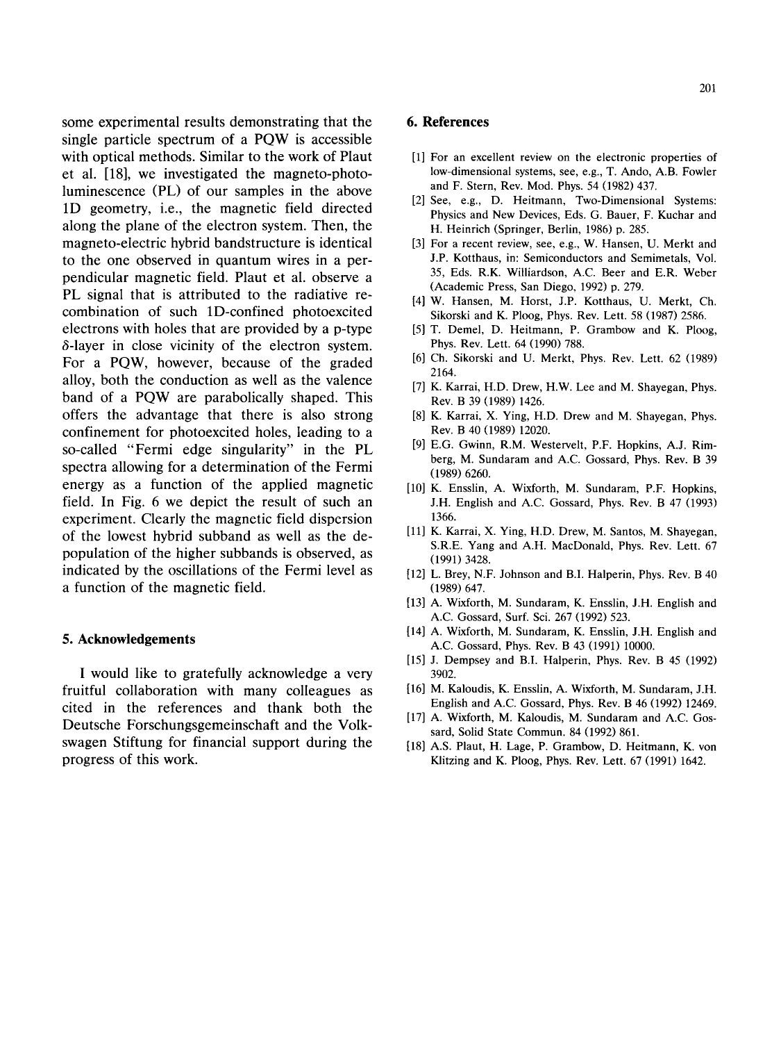some experimental results demonstrating that the single particle spectrum of a PQW is accessible with optical methods. Similar to the work of Plaut et al. [18], we investigated the magneto-photoluminescence (PL) of our samples in the above 1D geometry, i.e., the magnetic field directed along the plane of the electron system. Then, the magneto-electric hybrid bandstructure is identical to the one observed in quantum wires in a perpendicular magnetic field. Plaut et al. observe a PL signal that is attributed to the radiative recombination of such 1D-confined photoexcited electrons with holes that are provided by a p-type $\delta$-layer in close vicinity of the electron system. For a PQW, however, because of the graded alloy, both the conduction as well as the valence band of a PQW are parabolically shaped. This offers the advantage that there is also strong confinement for photoexcited holes, leading to a so-called "Fermi edge singularity" in the PL spectra allowing for a determination of the Fermi energy as a function of the applied magnetic field. In Fig. 6 we depict the result of such an experiment. Clearly the magnetic field dispersion of the lowest hybrid subband as well as the depopulation of the higher subbands is observed, as indicated by the oscillations of the Fermi level as a function of the magnetic field.

## 5. Acknowledgements

I would like to gratefully acknowledge a very fruitful collaboration with many colleagues as cited in the references and thank both the Deutsche Forschungsgemeinschaft and the Volkswagen Stiftung for financial support during the progress of this work.

## 6. References

[1] For an excellent review on the electronic properties of low-dimensional systems, see, e.g., T. Ando, A.B. Fowler and F. Stern, Rev. Mod. Phys. 54 (1982) 437.

[2] See, e.g., D. Heitmann, Two-Dimensional Systems: Physics and New Devices, Eds. G. Bauer, F. Kuchar and H. Heinrich (Springer, Berlin, 1986) p. 285.

[3] For a recent review, see, e.g., W. Hansen, U. Merkt and J.P. Kotthaus, in: Semiconductors and Semimetals, Vol. 35, Eds. R.K. Williardson, A.C. Beer and E.R. Weber (Academic Press, San Diego, 1992) p. 279.

[4] W. Hansen, M. Horst, J.P. Kotthaus, U. Merkt, Ch. Sikorski and K. Ploog, Phys. Rev. Lett. 58 (1987) 2586.

[5] T. Demel, D. Heitmann, P. Grambow and K. Ploog, Phys. Rev. Lett. 64 (1990) 788.

[6] Ch. Sikorski and U. Merkt, Phys. Rev. Lett. 62 (1989) 2164.

[7] K. Karrai, H.D. Drew, H.W. Lee and M. Shayegan, Phys. Rev. B 39 (1989) 1426.

[8] K. Karrai, X. Ying, H.D. Drew and M. Shayegan, Phys. Rev. B 40 (1989) 12020.

[9] E.G. Gwinn, R.M. Westervelt, P.F. Hopkins, A.J. Rimberg, M. Sundaram and A.C. Gossard, Phys. Rev. B 39 (1989) 6260.

[10] K. Ensslin, A. Wixforth, M. Sundaram, P.F. Hopkins, J.H. English and A.C. Gossard, Phys. Rev. B 47 (1993) 1366.

[11] K. Karrai, X. Ying, H.D. Drew, M. Santos, M. Shayegan, S.R.E. Yang and A.H. MacDonald, Phys. Rev. Lett. 67 (1991) 3428.

[12] L. Brey, N.F. Johnson and B.I. Halperin, Phys. Rev. B 40 (1989) 647.

[13] A. Wixforth, M. Sundaram, K. Ensslin, J.H. English and A.C. Gossard, Surf. Sci. 267 (1992) 523.

[14] A. Wixforth, M. Sundaram, K. Ensslin, J.H. English and A.C. Gossard, Phys. Rev. B 43 (1991) 10000.

[15] J. Dempsey and B.I. Halperin, Phys. Rev. B 45 (1992) 3902.

[16] M. Kaloudis, K. Ensslin, A. Wixforth, M. Sundaram, J.H. English and A.C. Gossard, Phys. Rev. B 46 (1992) 12469.

[17] A. Wixforth, M. Kaloudis, M. Sundaram and A.C. Gossard, Solid State Commun. 84 (1992) 861.

[18] A.S. Plaut, H. Lage, P. Grambow, D. Heitmann, K. von Klitzing and K. Ploog, Phys. Rev. Lett. 67 (1991) 1642.